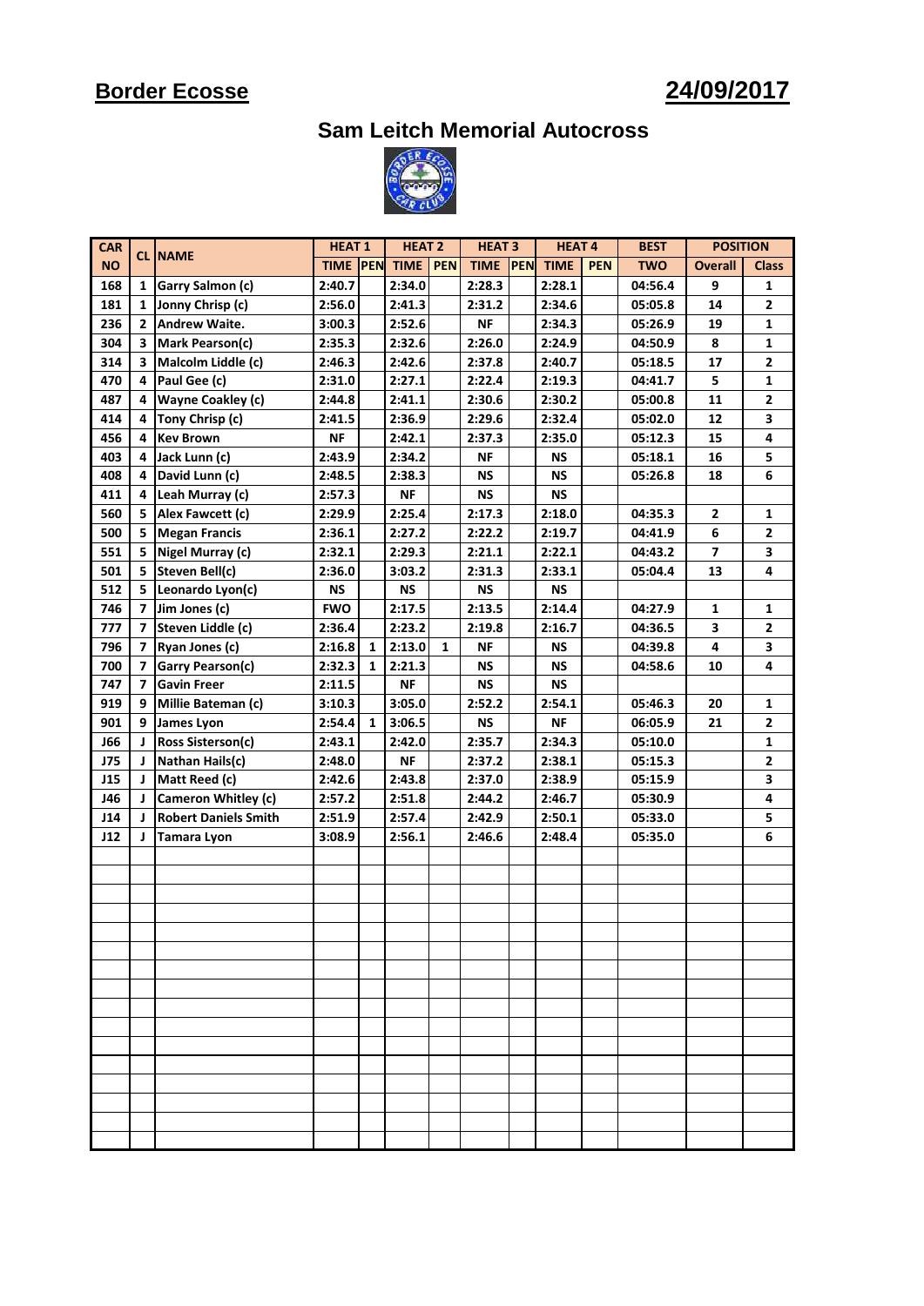# Border Ecosse

# 24/09/2017

## Sam Leitch Memorial Autocross

| CAR NO | CL | NAME | HEAT 1 | | HEAT 2 | | HEAT 3 | | HEAT 4 | | BEST | POSITION | |
|---|---|---|---|---|---|---|---|---|---|---|---|---|---|
| | | | TIME | PEN | TIME | PEN | TIME | PEN | TIME | PEN | TWO | Overall | Class |
| 168 | 1 | Garry Salmon (c) | 2:40.7 | | 2:34.0 | | 2:28.3 | | 2:28.1 | | 04:56.4 | 9 | 1 |
| 181 | 1 | Jonny Chrisp (c) | 2:56.0 | | 2:41.3 | | 2:31.2 | | 2:34.6 | | 05:05.8 | 14 | 2 |
| 236 | 2 | Andrew Waite. | 3:00.3 | | 2:52.6 | | NF | | 2:34.3 | | 05:26.9 | 19 | 1 |
| 304 | 3 | Mark Pearson(c) | 2:35.3 | | 2:32.6 | | 2:26.0 | | 2:24.9 | | 04:50.9 | 8 | 1 |
| 314 | 3 | Malcolm Liddle (c) | 2:46.3 | | 2:42.6 | | 2:37.8 | | 2:40.7 | | 05:18.5 | 17 | 2 |
| 470 | 4 | Paul Gee (c) | 2:31.0 | | 2:27.1 | | 2:22.4 | | 2:19.3 | | 04:41.7 | 5 | 1 |
| 487 | 4 | Wayne Coakley (c) | 2:44.8 | | 2:41.1 | | 2:30.6 | | 2:30.2 | | 05:00.8 | 11 | 2 |
| 414 | 4 | Tony Chrisp (c) | 2:41.5 | | 2:36.9 | | 2:29.6 | | 2:32.4 | | 05:02.0 | 12 | 3 |
| 456 | 4 | Kev Brown | NF | | 2:42.1 | | 2:37.3 | | 2:35.0 | | 05:12.3 | 15 | 4 |
| 403 | 4 | Jack Lunn (c) | 2:43.9 | | 2:34.2 | | NF | | NS | | 05:18.1 | 16 | 5 |
| 408 | 4 | David Lunn (c) | 2:48.5 | | 2:38.3 | | NS | | NS | | 05:26.8 | 18 | 6 |
| 411 | 4 | Leah Murray (c) | 2:57.3 | | NF | | NS | | NS | | | | |
| 560 | 5 | Alex Fawcett (c) | 2:29.9 | | 2:25.4 | | 2:17.3 | | 2:18.0 | | 04:35.3 | 2 | 1 |
| 500 | 5 | Megan Francis | 2:36.1 | | 2:27.2 | | 2:22.2 | | 2:19.7 | | 04:41.9 | 6 | 2 |
| 551 | 5 | Nigel Murray (c) | 2:32.1 | | 2:29.3 | | 2:21.1 | | 2:22.1 | | 04:43.2 | 7 | 3 |
| 501 | 5 | Steven Bell(c) | 2:36.0 | | 3:03.2 | | 2:31.3 | | 2:33.1 | | 05:04.4 | 13 | 4 |
| 512 | 5 | Leonardo Lyon(c) | NS | | NS | | NS | | NS | | | | |
| 746 | 7 | Jim Jones (c) | FWO | | 2:17.5 | | 2:13.5 | | 2:14.4 | | 04:27.9 | 1 | 1 |
| 777 | 7 | Steven Liddle (c) | 2:36.4 | | 2:23.2 | | 2:19.8 | | 2:16.7 | | 04:36.5 | 3 | 2 |
| 796 | 7 | Ryan Jones (c) | 2:16.8 | 1 | 2:13.0 | 1 | NF | | NS | | 04:39.8 | 4 | 3 |
| 700 | 7 | Garry Pearson(c) | 2:32.3 | 1 | 2:21.3 | | NS | | NS | | 04:58.6 | 10 | 4 |
| 747 | 7 | Gavin Freer | 2:11.5 | | NF | | NS | | NS | | | | |
| 919 | 9 | Millie Bateman (c) | 3:10.3 | | 3:05.0 | | 2:52.2 | | 2:54.1 | | 05:46.3 | 20 | 1 |
| 901 | 9 | James Lyon | 2:54.4 | 1 | 3:06.5 | | NS | | NF | | 06:05.9 | 21 | 2 |
| J66 | J | Ross Sisterson(c) | 2:43.1 | | 2:42.0 | | 2:35.7 | | 2:34.3 | | 05:10.0 | | 1 |
| J75 | J | Nathan Hails(c) | 2:48.0 | | NF | | 2:37.2 | | 2:38.1 | | 05:15.3 | | 2 |
| J15 | J | Matt Reed (c) | 2:42.6 | | 2:43.8 | | 2:37.0 | | 2:38.9 | | 05:15.9 | | 3 |
| J46 | J | Cameron Whitley (c) | 2:57.2 | | 2:51.8 | | 2:44.2 | | 2:46.7 | | 05:30.9 | | 4 |
| J14 | J | Robert Daniels Smith | 2:51.9 | | 2:57.4 | | 2:42.9 | | 2:50.1 | | 05:33.0 | | 5 |
| J12 | J | Tamara Lyon | 3:08.9 | | 2:56.1 | | 2:46.6 | | 2:48.4 | | 05:35.0 | | 6 |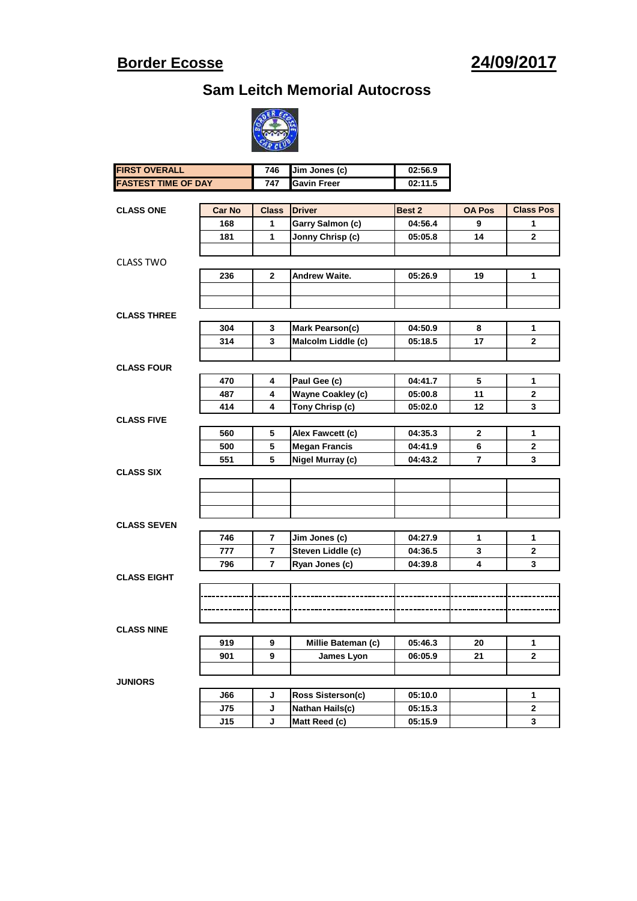# Border Ecosse

# 24/09/2017

## Sam Leitch Memorial Autocross

| FIRST OVERALL | 746 | Jim Jones (c) | 02:56.9 |
|---|---|---|---|
| FASTEST TIME OF DAY | 747 | Gavin Freer | 02:11.5 |

**CLASS ONE**

| Car No | Class | Driver | Best 2 | OA Pos | Class Pos |
|---|---|---|---|---|---|
| 168 | 1 | Garry Salmon (c) | 04:56.4 | 9 | 1 |
| 181 | 1 | Jonny Chrisp (c) | 05:05.8 | 14 | 2 |
| | | | | | |

CLASS TWO

| Car No | Class | Driver | Best 2 | OA Pos | Class Pos |
|---|---|---|---|---|---|
| 236 | 2 | Andrew Waite. | 05:26.9 | 19 | 1 |
| | | | | | |
| | | | | | |

**CLASS THREE**

| Car No | Class | Driver | Best 2 | OA Pos | Class Pos |
|---|---|---|---|---|---|
| 304 | 3 | Mark Pearson(c) | 04:50.9 | 8 | 1 |
| 314 | 3 | Malcolm Liddle (c) | 05:18.5 | 17 | 2 |
| | | | | | |

**CLASS FOUR**

| Car No | Class | Driver | Best 2 | OA Pos | Class Pos |
|---|---|---|---|---|---|
| 470 | 4 | Paul Gee (c) | 04:41.7 | 5 | 1 |
| 487 | 4 | Wayne Coakley (c) | 05:00.8 | 11 | 2 |
| 414 | 4 | Tony Chrisp (c) | 05:02.0 | 12 | 3 |

**CLASS FIVE**

| Car No | Class | Driver | Best 2 | OA Pos | Class Pos |
|---|---|---|---|---|---|
| 560 | 5 | Alex Fawcett (c) | 04:35.3 | 2 | 1 |
| 500 | 5 | Megan Francis | 04:41.9 | 6 | 2 |
| 551 | 5 | Nigel Murray (c) | 04:43.2 | 7 | 3 |

**CLASS SIX**

| Car No | Class | Driver | Best 2 | OA Pos | Class Pos |
|---|---|---|---|---|---|
| | | | | | |
| | | | | | |
| | | | | | |

**CLASS SEVEN**

| Car No | Class | Driver | Best 2 | OA Pos | Class Pos |
|---|---|---|---|---|---|
| 746 | 7 | Jim Jones (c) | 04:27.9 | 1 | 1 |
| 777 | 7 | Steven Liddle (c) | 04:36.5 | 3 | 2 |
| 796 | 7 | Ryan Jones (c) | 04:39.8 | 4 | 3 |

**CLASS EIGHT**

| Car No | Class | Driver | Best 2 | OA Pos | Class Pos |
|---|---|---|---|---|---|
| | | | | | |
| | | | | | |
| | | | | | |

**CLASS NINE**

| Car No | Class | Driver | Best 2 | OA Pos | Class Pos |
|---|---|---|---|---|---|
| 919 | 9 | Millie Bateman (c) | 05:46.3 | 20 | 1 |
| 901 | 9 | James Lyon | 06:05.9 | 21 | 2 |
| | | | | | |

**JUNIORS**

| Car No | Class | Driver | Best 2 | OA Pos | Class Pos |
|---|---|---|---|---|---|
| J66 | J | Ross Sisterson(c) | 05:10.0 | | 1 |
| J75 | J | Nathan Hails(c) | 05:15.3 | | 2 |
| J15 | J | Matt Reed (c) | 05:15.9 | | 3 |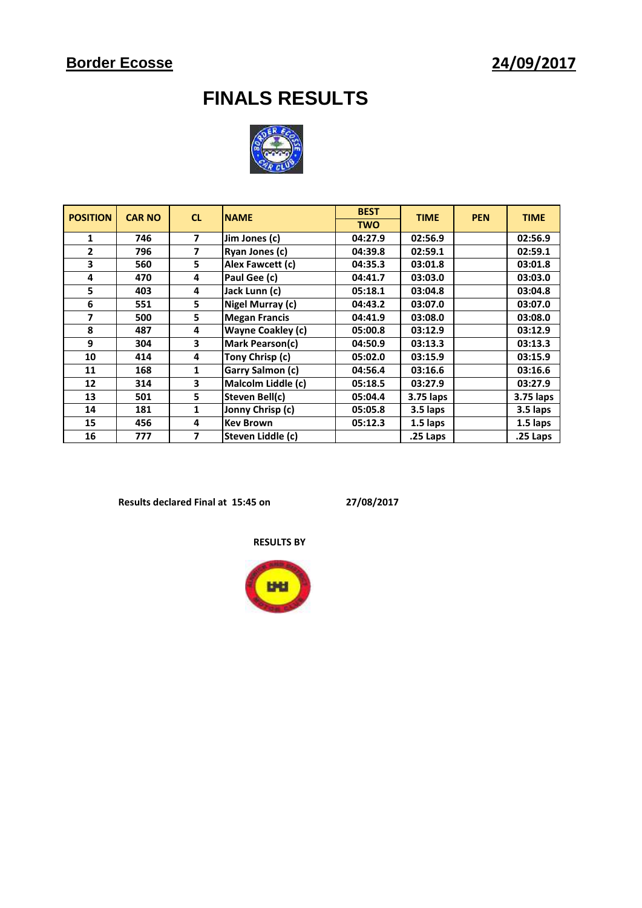**Border Ecosse** **24/09/2017**

# FINALS RESULTS

| POSITION | CAR NO | CL | NAME | BEST TWO | TIME | PEN | TIME |
|---|---|---|---|---|---|---|---|
| 1 | 746 | 7 | Jim Jones (c) | 04:27.9 | 02:56.9 | | 02:56.9 |
| 2 | 796 | 7 | Ryan Jones (c) | 04:39.8 | 02:59.1 | | 02:59.1 |
| 3 | 560 | 5 | Alex Fawcett (c) | 04:35.3 | 03:01.8 | | 03:01.8 |
| 4 | 470 | 4 | Paul Gee (c) | 04:41.7 | 03:03.0 | | 03:03.0 |
| 5 | 403 | 4 | Jack Lunn (c) | 05:18.1 | 03:04.8 | | 03:04.8 |
| 6 | 551 | 5 | Nigel Murray (c) | 04:43.2 | 03:07.0 | | 03:07.0 |
| 7 | 500 | 5 | Megan Francis | 04:41.9 | 03:08.0 | | 03:08.0 |
| 8 | 487 | 4 | Wayne Coakley (c) | 05:00.8 | 03:12.9 | | 03:12.9 |
| 9 | 304 | 3 | Mark Pearson(c) | 04:50.9 | 03:13.3 | | 03:13.3 |
| 10 | 414 | 4 | Tony Chrisp (c) | 05:02.0 | 03:15.9 | | 03:15.9 |
| 11 | 168 | 1 | Garry Salmon (c) | 04:56.4 | 03:16.6 | | 03:16.6 |
| 12 | 314 | 3 | Malcolm Liddle (c) | 05:18.5 | 03:27.9 | | 03:27.9 |
| 13 | 501 | 5 | Steven Bell(c) | 05:04.4 | 3.75 laps | | 3.75 laps |
| 14 | 181 | 1 | Jonny Chrisp (c) | 05:05.8 | 3.5 laps | | 3.5 laps |
| 15 | 456 | 4 | Kev Brown | 05:12.3 | 1.5 laps | | 1.5 laps |
| 16 | 777 | 7 | Steven Liddle (c) | | .25 Laps | | .25 Laps |

**Results declared Final at 15:45 on** **27/08/2017**

**RESULTS BY**